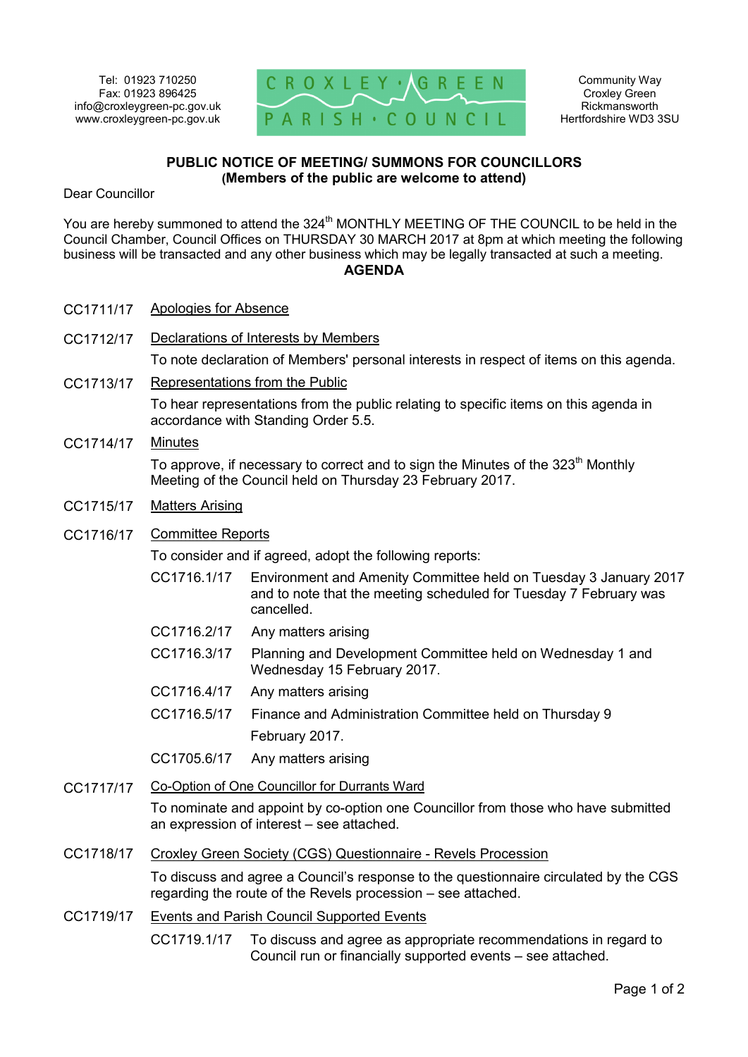Tel: 01923 710250
Fax: 01923 896425
info@croxleygreen-pc.gov.uk
www.croxleygreen-pc.gov.uk

CROXLEY · GREEN
PARISH · COUNCIL

Community Way
Croxley Green
Rickmansworth
Hertfordshire WD3 3SU

**PUBLIC NOTICE OF MEETING/ SUMMONS FOR COUNCILLORS**
**(Members of the public are welcome to attend)**

Dear Councillor

You are hereby summoned to attend the 324th MONTHLY MEETING OF THE COUNCIL to be held in the Council Chamber, Council Offices on THURSDAY 30 MARCH 2017 at 8pm at which meeting the following business will be transacted and any other business which may be legally transacted at such a meeting.

**AGENDA**

CC1711/17 Apologies for Absence

CC1712/17 Declarations of Interests by Members

To note declaration of Members' personal interests in respect of items on this agenda.

CC1713/17 Representations from the Public

To hear representations from the public relating to specific items on this agenda in accordance with Standing Order 5.5.

CC1714/17 Minutes

To approve, if necessary to correct and to sign the Minutes of the 323rd Monthly Meeting of the Council held on Thursday 23 February 2017.

CC1715/17 Matters Arising

CC1716/17 Committee Reports

To consider and if agreed, adopt the following reports:

- CC1716.1/17 Environment and Amenity Committee held on Tuesday 3 January 2017 and to note that the meeting scheduled for Tuesday 7 February was cancelled.
- CC1716.2/17 Any matters arising
- CC1716.3/17 Planning and Development Committee held on Wednesday 1 and Wednesday 15 February 2017.
- CC1716.4/17 Any matters arising
- CC1716.5/17 Finance and Administration Committee held on Thursday 9 February 2017.
- CC1705.6/17 Any matters arising

CC1717/17 Co-Option of One Councillor for Durrants Ward

To nominate and appoint by co-option one Councillor from those who have submitted an expression of interest – see attached.

CC1718/17 Croxley Green Society (CGS) Questionnaire - Revels Procession

To discuss and agree a Council's response to the questionnaire circulated by the CGS regarding the route of the Revels procession – see attached.

CC1719/17 Events and Parish Council Supported Events

- CC1719.1/17 To discuss and agree as appropriate recommendations in regard to Council run or financially supported events – see attached.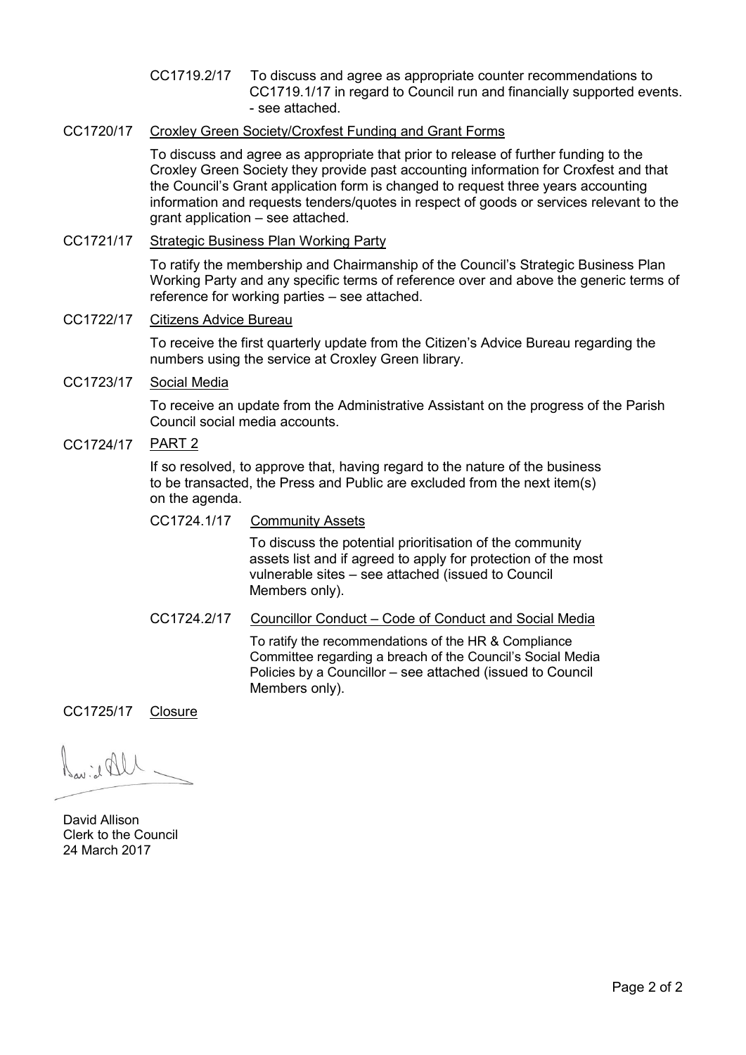CC1719.2/17 To discuss and agree as appropriate counter recommendations to CC1719.1/17 in regard to Council run and financially supported events. - see attached.

CC1720/17 Croxley Green Society/Croxfest Funding and Grant Forms

To discuss and agree as appropriate that prior to release of further funding to the Croxley Green Society they provide past accounting information for Croxfest and that the Council's Grant application form is changed to request three years accounting information and requests tenders/quotes in respect of goods or services relevant to the grant application – see attached.

CC1721/17 Strategic Business Plan Working Party

To ratify the membership and Chairmanship of the Council's Strategic Business Plan Working Party and any specific terms of reference over and above the generic terms of reference for working parties – see attached.

CC1722/17 Citizens Advice Bureau

To receive the first quarterly update from the Citizen's Advice Bureau regarding the numbers using the service at Croxley Green library.

CC1723/17 Social Media

To receive an update from the Administrative Assistant on the progress of the Parish Council social media accounts.

CC1724/17 PART 2

If so resolved, to approve that, having regard to the nature of the business to be transacted, the Press and Public are excluded from the next item(s) on the agenda.

CC1724.1/17 Community Assets

To discuss the potential prioritisation of the community assets list and if agreed to apply for protection of the most vulnerable sites – see attached (issued to Council Members only).

CC1724.2/17 Councillor Conduct – Code of Conduct and Social Media

To ratify the recommendations of the HR & Compliance Committee regarding a breach of the Council's Social Media Policies by a Councillor – see attached (issued to Council Members only).

CC1725/17 Closure

David Allison
Clerk to the Council
24 March 2017